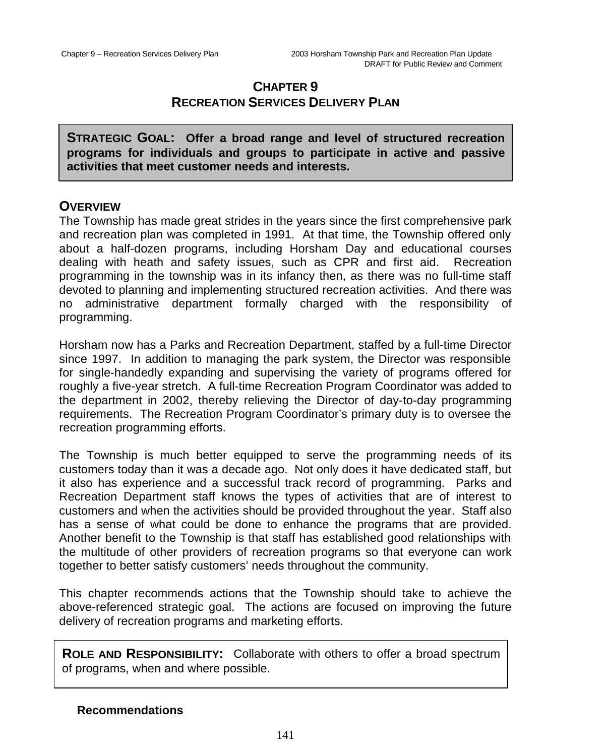# CHAPTER 9
# RECREATION SERVICES DELIVERY PLAN

**STRATEGIC GOAL: Offer a broad range and level of structured recreation programs for individuals and groups to participate in active and passive activities that meet customer needs and interests.**

## OVERVIEW

The Township has made great strides in the years since the first comprehensive park and recreation plan was completed in 1991. At that time, the Township offered only about a half-dozen programs, including Horsham Day and educational courses dealing with heath and safety issues, such as CPR and first aid. Recreation programming in the township was in its infancy then, as there was no full-time staff devoted to planning and implementing structured recreation activities. And there was no administrative department formally charged with the responsibility of programming.

Horsham now has a Parks and Recreation Department, staffed by a full-time Director since 1997. In addition to managing the park system, the Director was responsible for single-handedly expanding and supervising the variety of programs offered for roughly a five-year stretch. A full-time Recreation Program Coordinator was added to the department in 2002, thereby relieving the Director of day-to-day programming requirements. The Recreation Program Coordinator's primary duty is to oversee the recreation programming efforts.

The Township is much better equipped to serve the programming needs of its customers today than it was a decade ago. Not only does it have dedicated staff, but it also has experience and a successful track record of programming. Parks and Recreation Department staff knows the types of activities that are of interest to customers and when the activities should be provided throughout the year. Staff also has a sense of what could be done to enhance the programs that are provided. Another benefit to the Township is that staff has established good relationships with the multitude of other providers of recreation programs so that everyone can work together to better satisfy customers' needs throughout the community.

This chapter recommends actions that the Township should take to achieve the above-referenced strategic goal. The actions are focused on improving the future delivery of recreation programs and marketing efforts.

**ROLE AND RESPONSIBILITY:** Collaborate with others to offer a broad spectrum of programs, when and where possible.

### Recommendations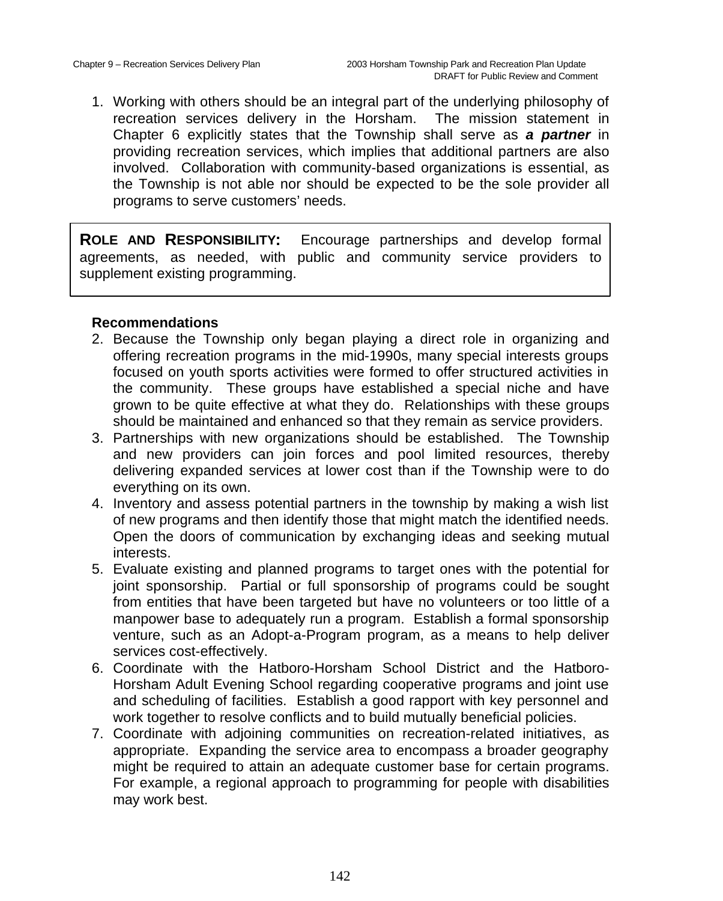1. Working with others should be an integral part of the underlying philosophy of recreation services delivery in the Horsham. The mission statement in Chapter 6 explicitly states that the Township shall serve as ***a partner*** in providing recreation services, which implies that additional partners are also involved. Collaboration with community-based organizations is essential, as the Township is not able nor should be expected to be the sole provider all programs to serve customers' needs.

> **ROLE AND RESPONSIBILITY:** Encourage partnerships and develop formal agreements, as needed, with public and community service providers to supplement existing programming.

**Recommendations**

2. Because the Township only began playing a direct role in organizing and offering recreation programs in the mid-1990s, many special interests groups focused on youth sports activities were formed to offer structured activities in the community. These groups have established a special niche and have grown to be quite effective at what they do. Relationships with these groups should be maintained and enhanced so that they remain as service providers.
3. Partnerships with new organizations should be established. The Township and new providers can join forces and pool limited resources, thereby delivering expanded services at lower cost than if the Township were to do everything on its own.
4. Inventory and assess potential partners in the township by making a wish list of new programs and then identify those that might match the identified needs. Open the doors of communication by exchanging ideas and seeking mutual interests.
5. Evaluate existing and planned programs to target ones with the potential for joint sponsorship. Partial or full sponsorship of programs could be sought from entities that have been targeted but have no volunteers or too little of a manpower base to adequately run a program. Establish a formal sponsorship venture, such as an Adopt-a-Program program, as a means to help deliver services cost-effectively.
6. Coordinate with the Hatboro-Horsham School District and the Hatboro-Horsham Adult Evening School regarding cooperative programs and joint use and scheduling of facilities. Establish a good rapport with key personnel and work together to resolve conflicts and to build mutually beneficial policies.
7. Coordinate with adjoining communities on recreation-related initiatives, as appropriate. Expanding the service area to encompass a broader geography might be required to attain an adequate customer base for certain programs. For example, a regional approach to programming for people with disabilities may work best.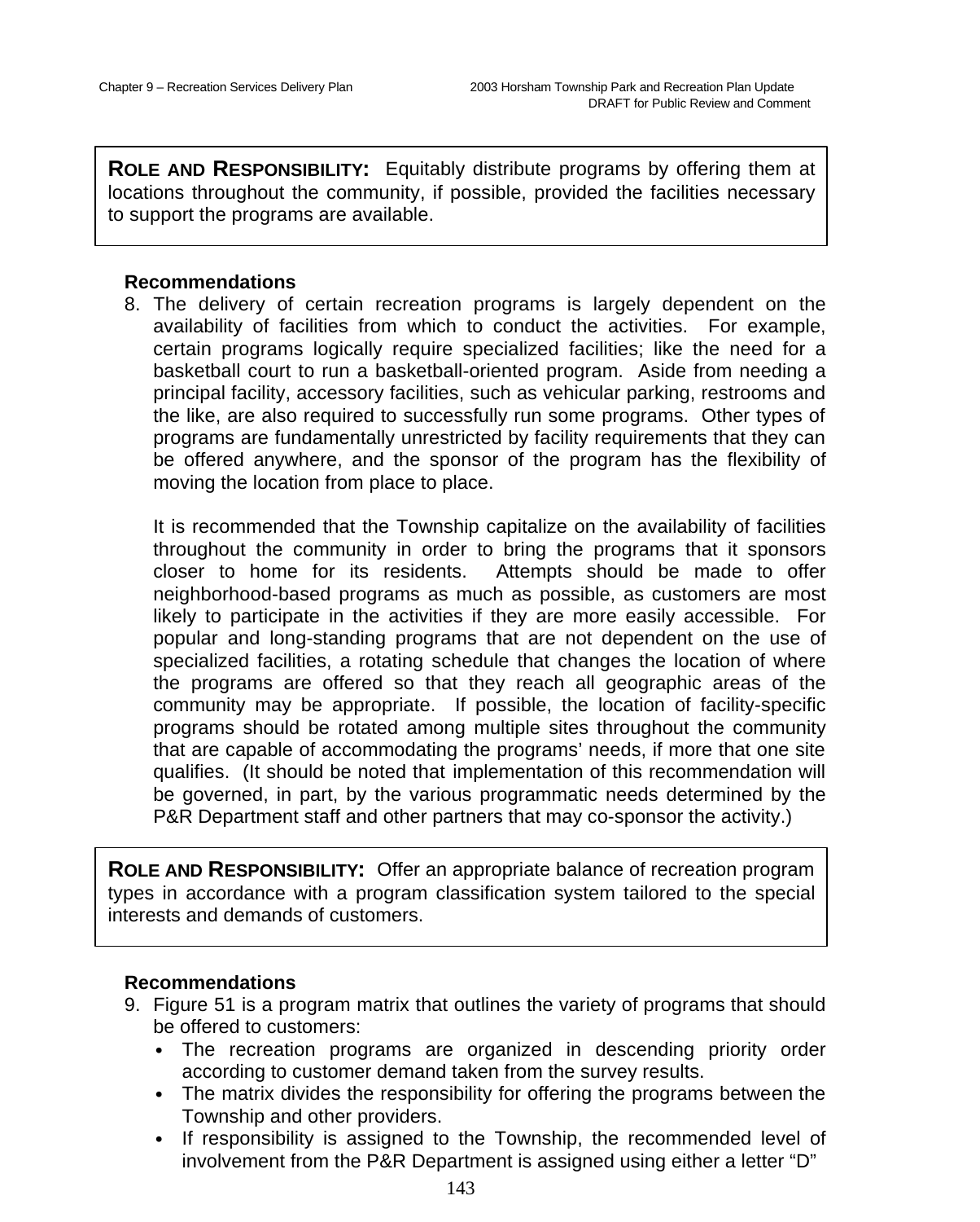**ROLE AND RESPONSIBILITY:** Equitably distribute programs by offering them at locations throughout the community, if possible, provided the facilities necessary to support the programs are available.

**Recommendations**

8. The delivery of certain recreation programs is largely dependent on the availability of facilities from which to conduct the activities. For example, certain programs logically require specialized facilities; like the need for a basketball court to run a basketball-oriented program. Aside from needing a principal facility, accessory facilities, such as vehicular parking, restrooms and the like, are also required to successfully run some programs. Other types of programs are fundamentally unrestricted by facility requirements that they can be offered anywhere, and the sponsor of the program has the flexibility of moving the location from place to place.

   It is recommended that the Township capitalize on the availability of facilities throughout the community in order to bring the programs that it sponsors closer to home for its residents. Attempts should be made to offer neighborhood-based programs as much as possible, as customers are most likely to participate in the activities if they are more easily accessible. For popular and long-standing programs that are not dependent on the use of specialized facilities, a rotating schedule that changes the location of where the programs are offered so that they reach all geographic areas of the community may be appropriate. If possible, the location of facility-specific programs should be rotated among multiple sites throughout the community that are capable of accommodating the programs' needs, if more that one site qualifies. (It should be noted that implementation of this recommendation will be governed, in part, by the various programmatic needs determined by the P&R Department staff and other partners that may co-sponsor the activity.)

**ROLE AND RESPONSIBILITY:** Offer an appropriate balance of recreation program types in accordance with a program classification system tailored to the special interests and demands of customers.

**Recommendations**

9. Figure 51 is a program matrix that outlines the variety of programs that should be offered to customers:
   - The recreation programs are organized in descending priority order according to customer demand taken from the survey results.
   - The matrix divides the responsibility for offering the programs between the Township and other providers.
   - If responsibility is assigned to the Township, the recommended level of involvement from the P&R Department is assigned using either a letter "D"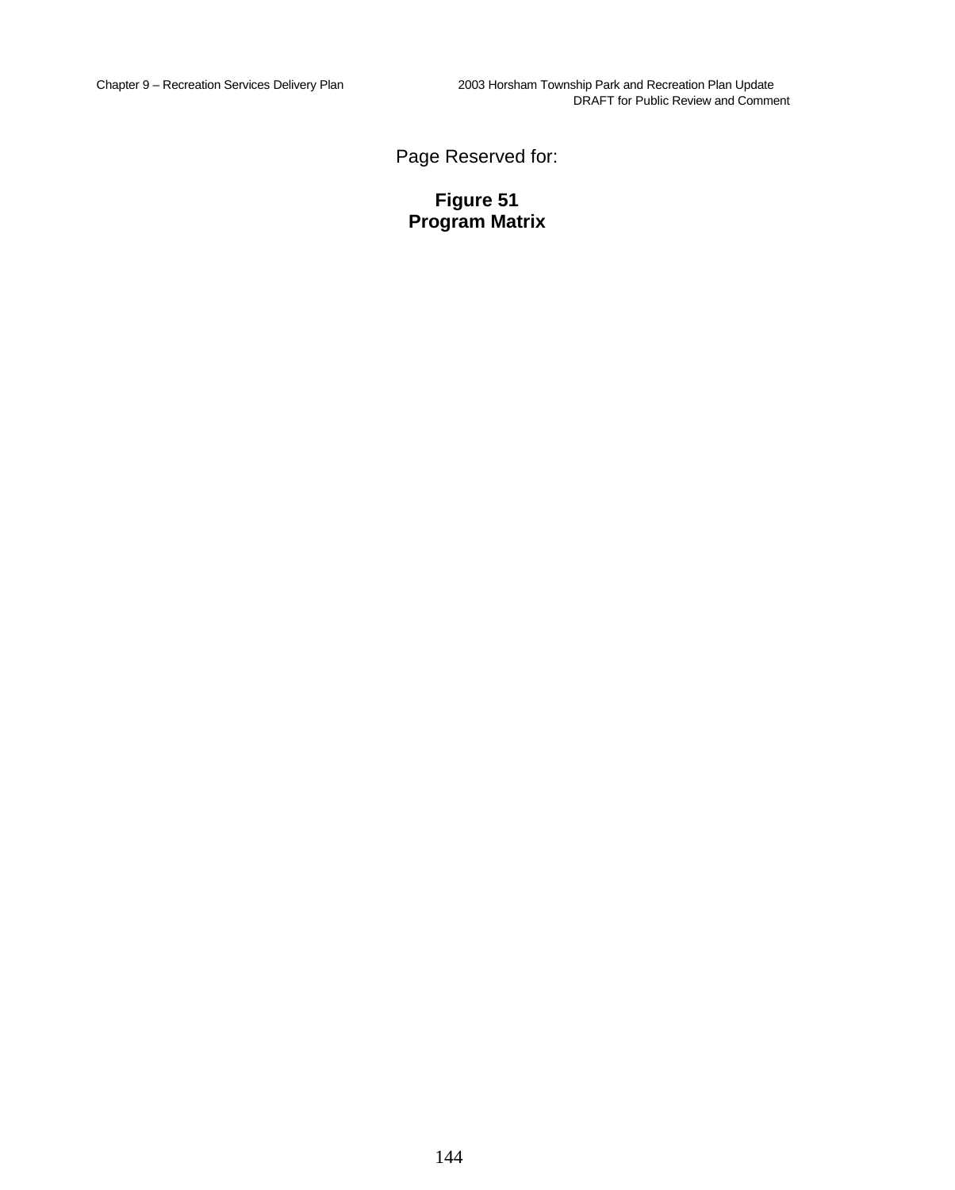Page Reserved for:

**Figure 51**
**Program Matrix**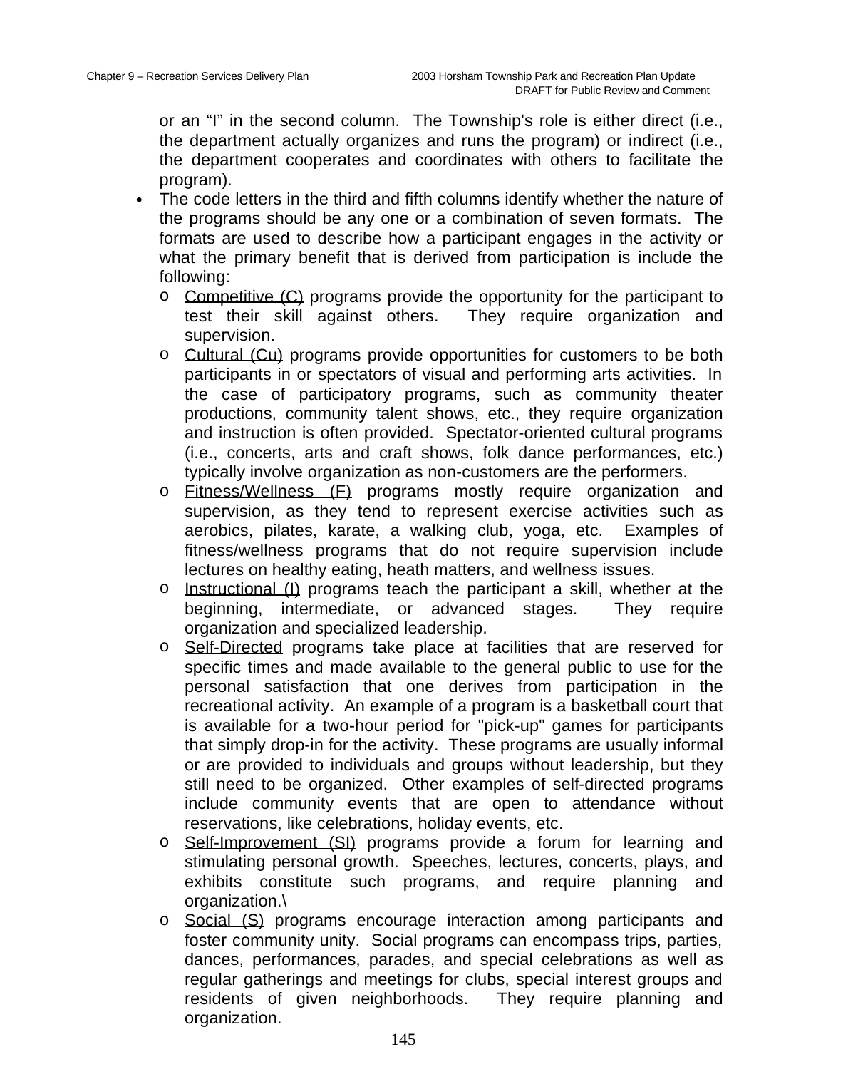or an "I" in the second column.  The Township's role is either direct (i.e., the department actually organizes and runs the program) or indirect (i.e., the department cooperates and coordinates with others to facilitate the program).

- The code letters in the third and fifth columns identify whether the nature of the programs should be any one or a combination of seven formats.  The formats are used to describe how a participant engages in the activity or what the primary benefit that is derived from participation is include the following:
  - <u>Competitive (C)</u> programs provide the opportunity for the participant to test their skill against others.  They require organization and supervision.
  - <u>Cultural (Cu)</u> programs provide opportunities for customers to be both participants in or spectators of visual and performing arts activities.  In the case of participatory programs, such as community theater productions, community talent shows, etc., they require organization and instruction is often provided.  Spectator-oriented cultural programs (i.e., concerts, arts and craft shows, folk dance performances, etc.) typically involve organization as non-customers are the performers.
  - <u>Fitness/Wellness (F)</u> programs mostly require organization and supervision, as they tend to represent exercise activities such as aerobics, pilates, karate, a walking club, yoga, etc.  Examples of fitness/wellness programs that do not require supervision include lectures on healthy eating, heath matters, and wellness issues.
  - <u>Instructional (I)</u> programs teach the participant a skill, whether at the beginning, intermediate, or advanced stages.  They require organization and specialized leadership.
  - <u>Self-Directed</u> programs take place at facilities that are reserved for specific times and made available to the general public to use for the personal satisfaction that one derives from participation in the recreational activity.  An example of a program is a basketball court that is available for a two-hour period for "pick-up" games for participants that simply drop-in for the activity.  These programs are usually informal or are provided to individuals and groups without leadership, but they still need to be organized.  Other examples of self-directed programs include community events that are open to attendance without reservations, like celebrations, holiday events, etc.
  - <u>Self-Improvement (SI)</u> programs provide a forum for learning and stimulating personal growth.  Speeches, lectures, concerts, plays, and exhibits constitute such programs, and require planning and organization.\
  - <u>Social (S)</u> programs encourage interaction among participants and foster community unity.  Social programs can encompass trips, parties, dances, performances, parades, and special celebrations as well as regular gatherings and meetings for clubs, special interest groups and residents of given neighborhoods.  They require planning and organization.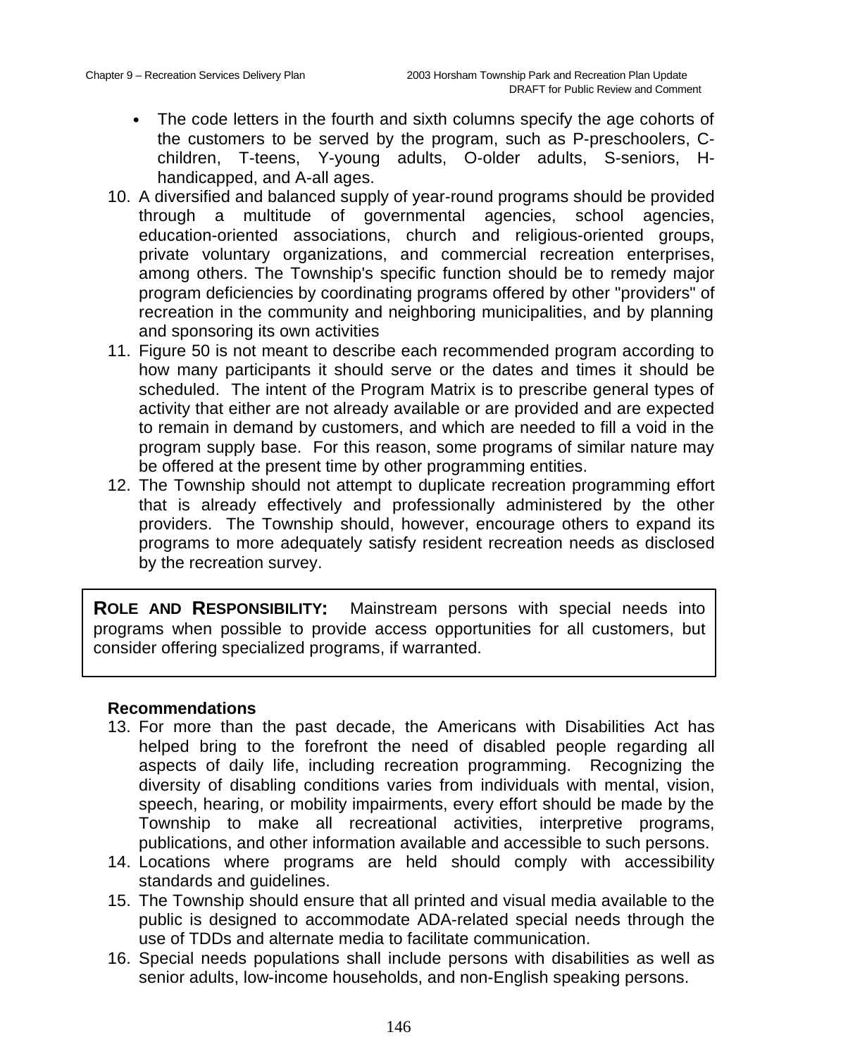- The code letters in the fourth and sixth columns specify the age cohorts of the customers to be served by the program, such as P-preschoolers, C-children, T-teens, Y-young adults, O-older adults, S-seniors, H-handicapped, and A-all ages.

10. A diversified and balanced supply of year-round programs should be provided through a multitude of governmental agencies, school agencies, education-oriented associations, church and religious-oriented groups, private voluntary organizations, and commercial recreation enterprises, among others. The Township's specific function should be to remedy major program deficiencies by coordinating programs offered by other "providers" of recreation in the community and neighboring municipalities, and by planning and sponsoring its own activities
11. Figure 50 is not meant to describe each recommended program according to how many participants it should serve or the dates and times it should be scheduled. The intent of the Program Matrix is to prescribe general types of activity that either are not already available or are provided and are expected to remain in demand by customers, and which are needed to fill a void in the program supply base. For this reason, some programs of similar nature may be offered at the present time by other programming entities.
12. The Township should not attempt to duplicate recreation programming effort that is already effectively and professionally administered by the other providers. The Township should, however, encourage others to expand its programs to more adequately satisfy resident recreation needs as disclosed by the recreation survey.

**ROLE AND RESPONSIBILITY:** Mainstream persons with special needs into programs when possible to provide access opportunities for all customers, but consider offering specialized programs, if warranted.

### Recommendations

13. For more than the past decade, the Americans with Disabilities Act has helped bring to the forefront the need of disabled people regarding all aspects of daily life, including recreation programming. Recognizing the diversity of disabling conditions varies from individuals with mental, vision, speech, hearing, or mobility impairments, every effort should be made by the Township to make all recreational activities, interpretive programs, publications, and other information available and accessible to such persons.
14. Locations where programs are held should comply with accessibility standards and guidelines.
15. The Township should ensure that all printed and visual media available to the public is designed to accommodate ADA-related special needs through the use of TDDs and alternate media to facilitate communication.
16. Special needs populations shall include persons with disabilities as well as senior adults, low-income households, and non-English speaking persons.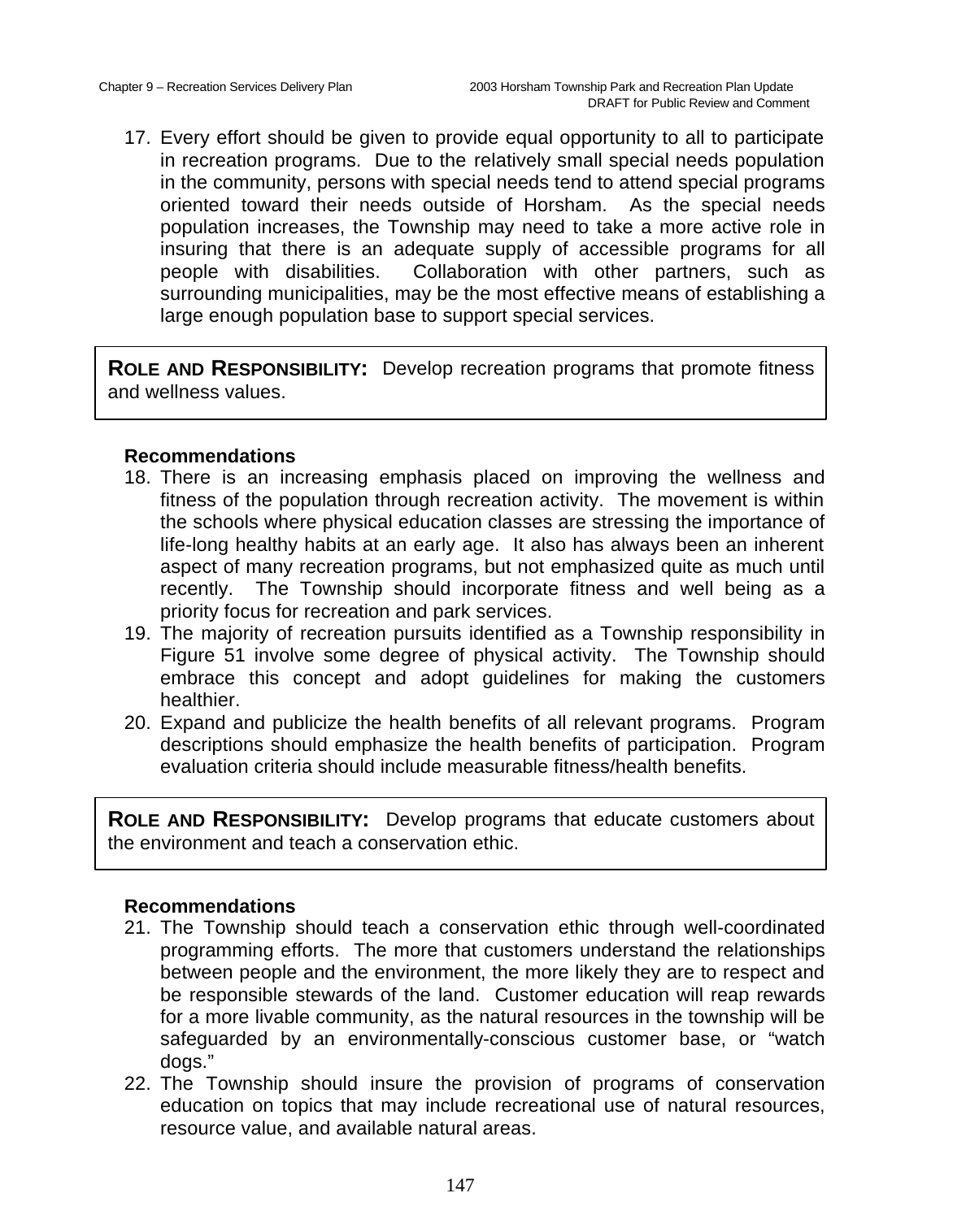17. Every effort should be given to provide equal opportunity to all to participate in recreation programs. Due to the relatively small special needs population in the community, persons with special needs tend to attend special programs oriented toward their needs outside of Horsham. As the special needs population increases, the Township may need to take a more active role in insuring that there is an adequate supply of accessible programs for all people with disabilities. Collaboration with other partners, such as surrounding municipalities, may be the most effective means of establishing a large enough population base to support special services.

**ROLE AND RESPONSIBILITY:** Develop recreation programs that promote fitness and wellness values.

**Recommendations**

18. There is an increasing emphasis placed on improving the wellness and fitness of the population through recreation activity. The movement is within the schools where physical education classes are stressing the importance of life-long healthy habits at an early age. It also has always been an inherent aspect of many recreation programs, but not emphasized quite as much until recently. The Township should incorporate fitness and well being as a priority focus for recreation and park services.
19. The majority of recreation pursuits identified as a Township responsibility in Figure 51 involve some degree of physical activity. The Township should embrace this concept and adopt guidelines for making the customers healthier.
20. Expand and publicize the health benefits of all relevant programs. Program descriptions should emphasize the health benefits of participation. Program evaluation criteria should include measurable fitness/health benefits.

**ROLE AND RESPONSIBILITY:** Develop programs that educate customers about the environment and teach a conservation ethic.

**Recommendations**

21. The Township should teach a conservation ethic through well-coordinated programming efforts. The more that customers understand the relationships between people and the environment, the more likely they are to respect and be responsible stewards of the land. Customer education will reap rewards for a more livable community, as the natural resources in the township will be safeguarded by an environmentally-conscious customer base, or "watch dogs."
22. The Township should insure the provision of programs of conservation education on topics that may include recreational use of natural resources, resource value, and available natural areas.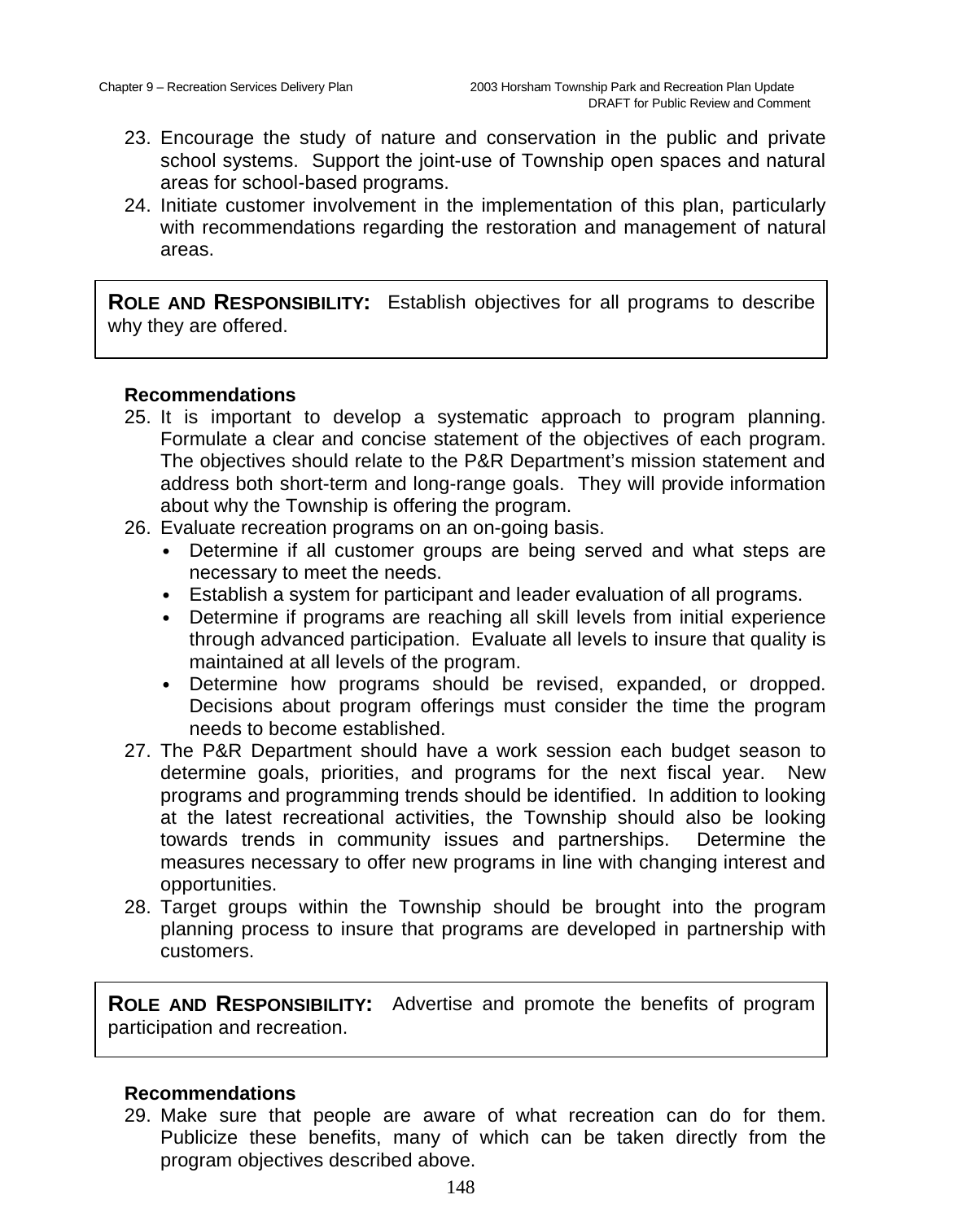23. Encourage the study of nature and conservation in the public and private school systems. Support the joint-use of Township open spaces and natural areas for school-based programs.
24. Initiate customer involvement in the implementation of this plan, particularly with recommendations regarding the restoration and management of natural areas.

**ROLE AND RESPONSIBILITY:** Establish objectives for all programs to describe why they are offered.

**Recommendations**

25. It is important to develop a systematic approach to program planning. Formulate a clear and concise statement of the objectives of each program. The objectives should relate to the P&R Department's mission statement and address both short-term and long-range goals. They will provide information about why the Township is offering the program.
26. Evaluate recreation programs on an on-going basis.
    - Determine if all customer groups are being served and what steps are necessary to meet the needs.
    - Establish a system for participant and leader evaluation of all programs.
    - Determine if programs are reaching all skill levels from initial experience through advanced participation. Evaluate all levels to insure that quality is maintained at all levels of the program.
    - Determine how programs should be revised, expanded, or dropped. Decisions about program offerings must consider the time the program needs to become established.
27. The P&R Department should have a work session each budget season to determine goals, priorities, and programs for the next fiscal year. New programs and programming trends should be identified. In addition to looking at the latest recreational activities, the Township should also be looking towards trends in community issues and partnerships. Determine the measures necessary to offer new programs in line with changing interest and opportunities.
28. Target groups within the Township should be brought into the program planning process to insure that programs are developed in partnership with customers.

**ROLE AND RESPONSIBILITY:** Advertise and promote the benefits of program participation and recreation.

**Recommendations**

29. Make sure that people are aware of what recreation can do for them. Publicize these benefits, many of which can be taken directly from the program objectives described above.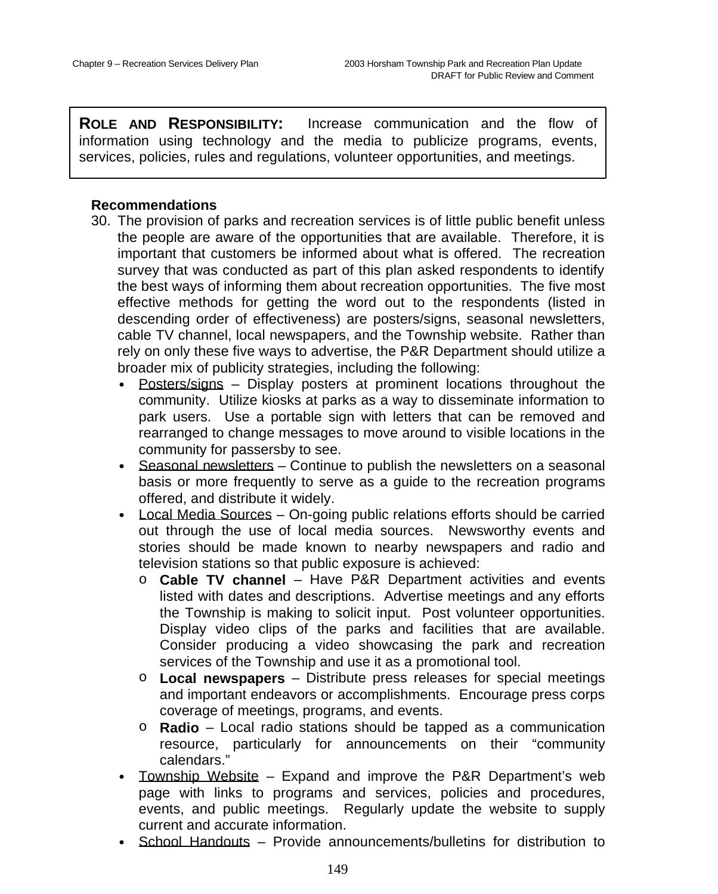**ROLE AND RESPONSIBILITY:** Increase communication and the flow of information using technology and the media to publicize programs, events, services, policies, rules and regulations, volunteer opportunities, and meetings.

**Recommendations**

30. The provision of parks and recreation services is of little public benefit unless the people are aware of the opportunities that are available. Therefore, it is important that customers be informed about what is offered. The recreation survey that was conducted as part of this plan asked respondents to identify the best ways of informing them about recreation opportunities. The five most effective methods for getting the word out to the respondents (listed in descending order of effectiveness) are posters/signs, seasonal newsletters, cable TV channel, local newspapers, and the Township website. Rather than rely on only these five ways to advertise, the P&R Department should utilize a broader mix of publicity strategies, including the following:
    - <u>Posters/signs</u> – Display posters at prominent locations throughout the community. Utilize kiosks at parks as a way to disseminate information to park users. Use a portable sign with letters that can be removed and rearranged to change messages to move around to visible locations in the community for passersby to see.
    - <u>Seasonal newsletters</u> – Continue to publish the newsletters on a seasonal basis or more frequently to serve as a guide to the recreation programs offered, and distribute it widely.
    - <u>Local Media Sources</u> – On-going public relations efforts should be carried out through the use of local media sources. Newsworthy events and stories should be made known to nearby newspapers and radio and television stations so that public exposure is achieved:
        - **Cable TV channel** – Have P&R Department activities and events listed with dates and descriptions. Advertise meetings and any efforts the Township is making to solicit input. Post volunteer opportunities. Display video clips of the parks and facilities that are available. Consider producing a video showcasing the park and recreation services of the Township and use it as a promotional tool.
        - **Local newspapers** – Distribute press releases for special meetings and important endeavors or accomplishments. Encourage press corps coverage of meetings, programs, and events.
        - **Radio** – Local radio stations should be tapped as a communication resource, particularly for announcements on their "community calendars."
    - <u>Township Website</u> – Expand and improve the P&R Department's web page with links to programs and services, policies and procedures, events, and public meetings. Regularly update the website to supply current and accurate information.
    - <u>School Handouts</u> – Provide announcements/bulletins for distribution to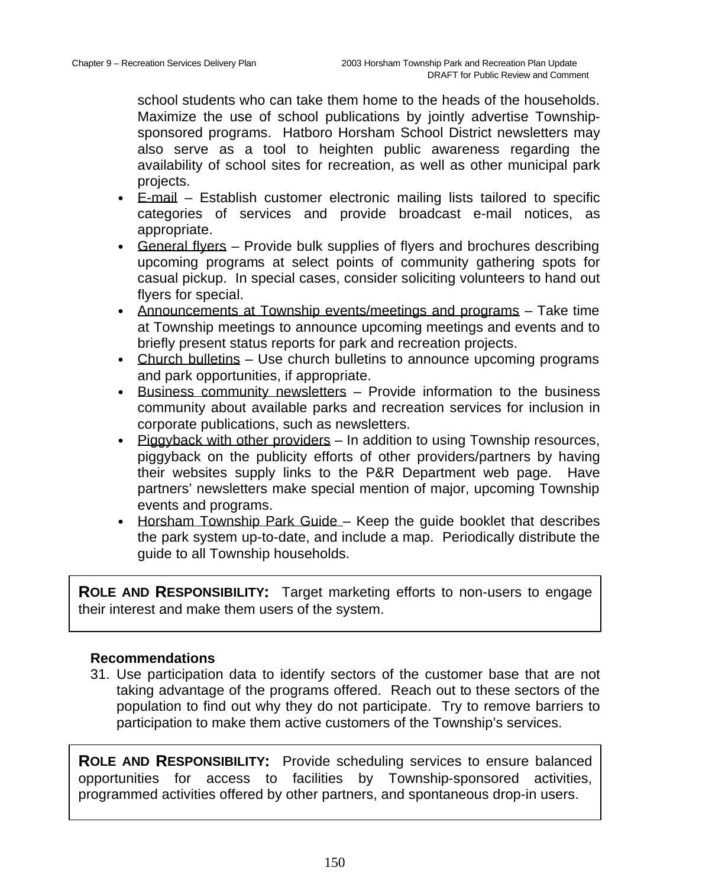school students who can take them home to the heads of the households. Maximize the use of school publications by jointly advertise Township-sponsored programs. Hatboro Horsham School District newsletters may also serve as a tool to heighten public awareness regarding the availability of school sites for recreation, as well as other municipal park projects.

- E-mail – Establish customer electronic mailing lists tailored to specific categories of services and provide broadcast e-mail notices, as appropriate.
- General flyers – Provide bulk supplies of flyers and brochures describing upcoming programs at select points of community gathering spots for casual pickup. In special cases, consider soliciting volunteers to hand out flyers for special.
- Announcements at Township events/meetings and programs – Take time at Township meetings to announce upcoming meetings and events and to briefly present status reports for park and recreation projects.
- Church bulletins – Use church bulletins to announce upcoming programs and park opportunities, if appropriate.
- Business community newsletters – Provide information to the business community about available parks and recreation services for inclusion in corporate publications, such as newsletters.
- Piggyback with other providers – In addition to using Township resources, piggyback on the publicity efforts of other providers/partners by having their websites supply links to the P&R Department web page. Have partners' newsletters make special mention of major, upcoming Township events and programs.
- Horsham Township Park Guide – Keep the guide booklet that describes the park system up-to-date, and include a map. Periodically distribute the guide to all Township households.

**ROLE AND RESPONSIBILITY:** Target marketing efforts to non-users to engage their interest and make them users of the system.

**Recommendations**

31. Use participation data to identify sectors of the customer base that are not taking advantage of the programs offered. Reach out to these sectors of the population to find out why they do not participate. Try to remove barriers to participation to make them active customers of the Township's services.

**ROLE AND RESPONSIBILITY:** Provide scheduling services to ensure balanced opportunities for access to facilities by Township-sponsored activities, programmed activities offered by other partners, and spontaneous drop-in users.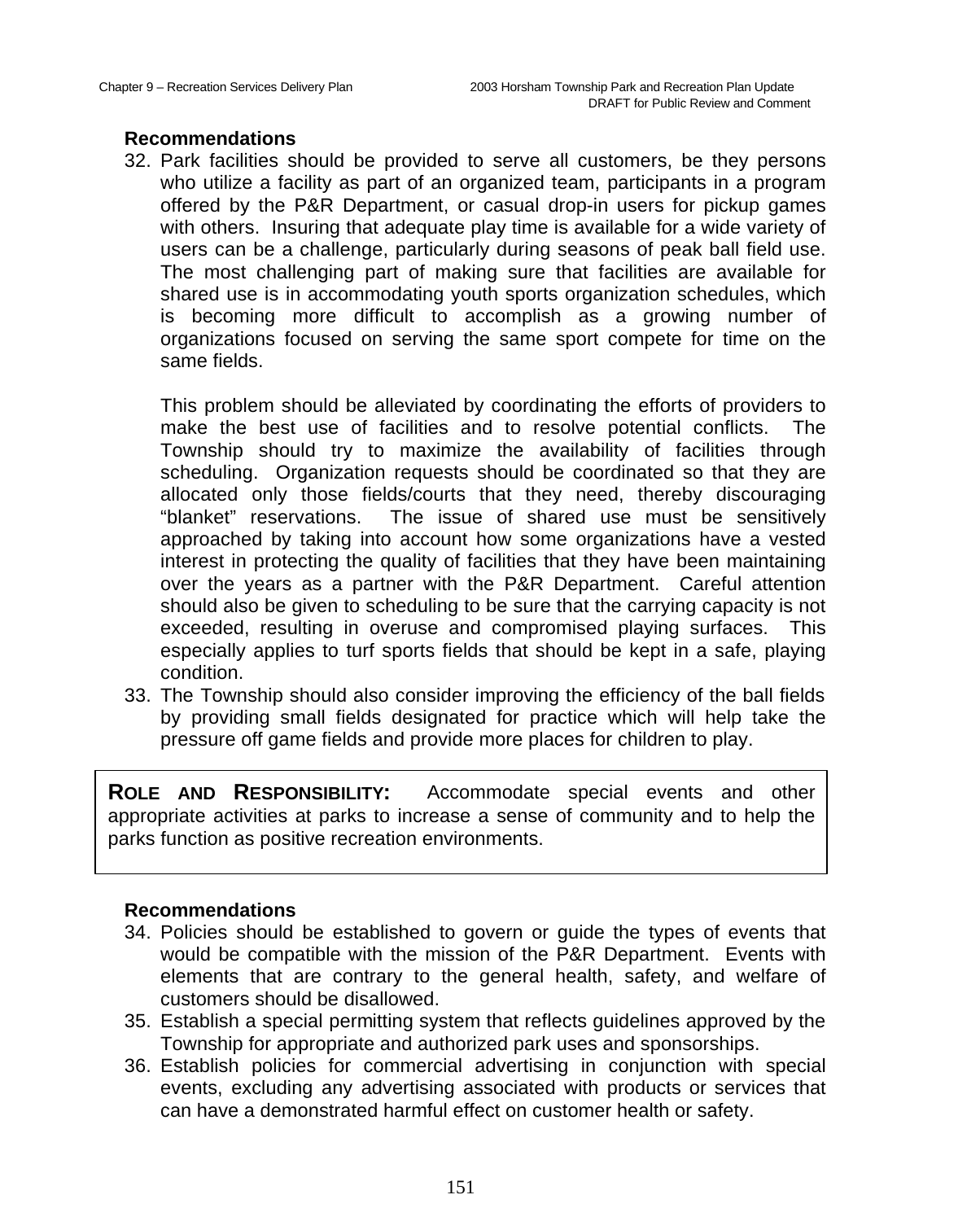### Recommendations

32. Park facilities should be provided to serve all customers, be they persons who utilize a facility as part of an organized team, participants in a program offered by the P&R Department, or casual drop-in users for pickup games with others. Insuring that adequate play time is available for a wide variety of users can be a challenge, particularly during seasons of peak ball field use. The most challenging part of making sure that facilities are available for shared use is in accommodating youth sports organization schedules, which is becoming more difficult to accomplish as a growing number of organizations focused on serving the same sport compete for time on the same fields.

    This problem should be alleviated by coordinating the efforts of providers to make the best use of facilities and to resolve potential conflicts. The Township should try to maximize the availability of facilities through scheduling. Organization requests should be coordinated so that they are allocated only those fields/courts that they need, thereby discouraging "blanket" reservations. The issue of shared use must be sensitively approached by taking into account how some organizations have a vested interest in protecting the quality of facilities that they have been maintaining over the years as a partner with the P&R Department. Careful attention should also be given to scheduling to be sure that the carrying capacity is not exceeded, resulting in overuse and compromised playing surfaces. This especially applies to turf sports fields that should be kept in a safe, playing condition.
33. The Township should also consider improving the efficiency of the ball fields by providing small fields designated for practice which will help take the pressure off game fields and provide more places for children to play.

**ROLE AND RESPONSIBILITY:** Accommodate special events and other appropriate activities at parks to increase a sense of community and to help the parks function as positive recreation environments.

### Recommendations

34. Policies should be established to govern or guide the types of events that would be compatible with the mission of the P&R Department. Events with elements that are contrary to the general health, safety, and welfare of customers should be disallowed.
35. Establish a special permitting system that reflects guidelines approved by the Township for appropriate and authorized park uses and sponsorships.
36. Establish policies for commercial advertising in conjunction with special events, excluding any advertising associated with products or services that can have a demonstrated harmful effect on customer health or safety.